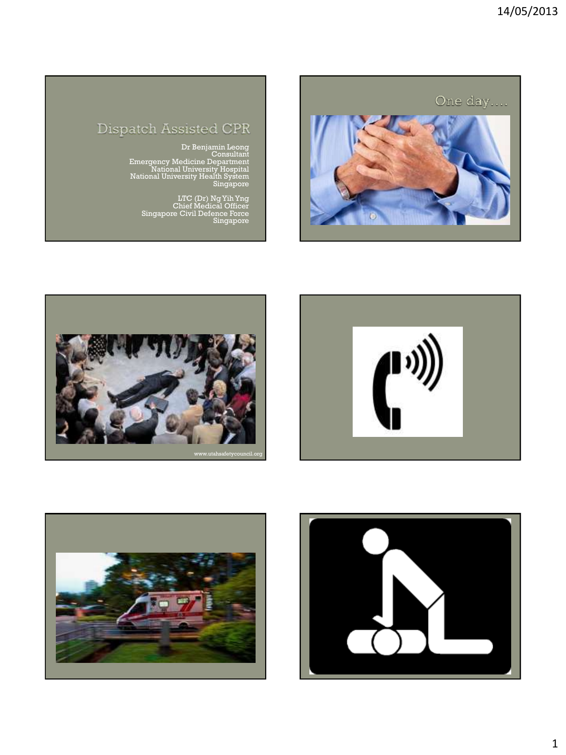# Dispatch Assisted CPR

Dr Benjamin Leong
Consultant
Emergency Medicine Department
National University Hospital
National University Health System
Singapore

LTC (Dr) Ng Yih Yng
Chief Medical Officer
Singapore Civil Defence Force
Singapore

---

## One day....

---

www.utahsafetycouncil.org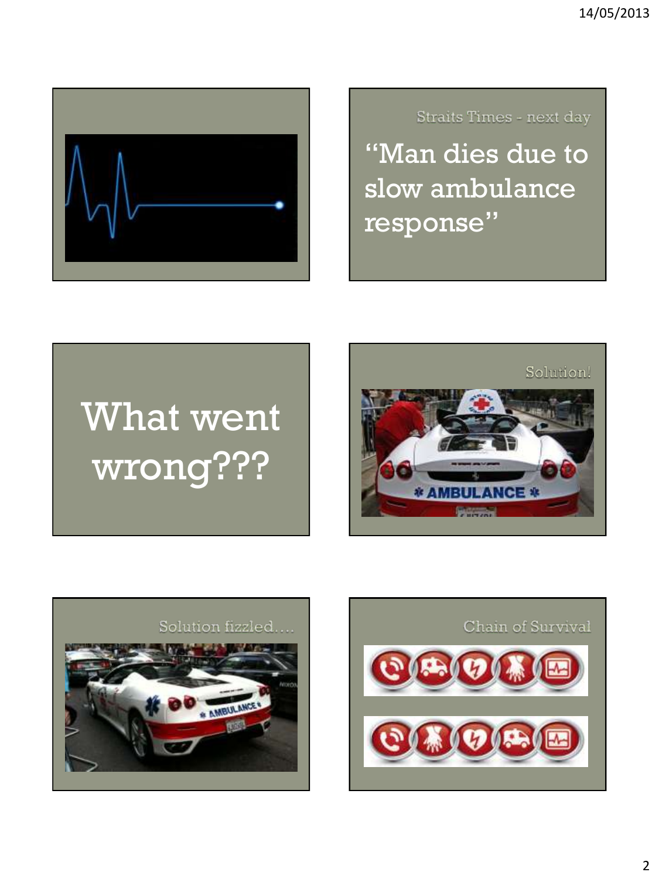Straits Times - next day

"Man dies due to slow ambulance response"

What went wrong???

Solution!

Solution fizzled....

Chain of Survival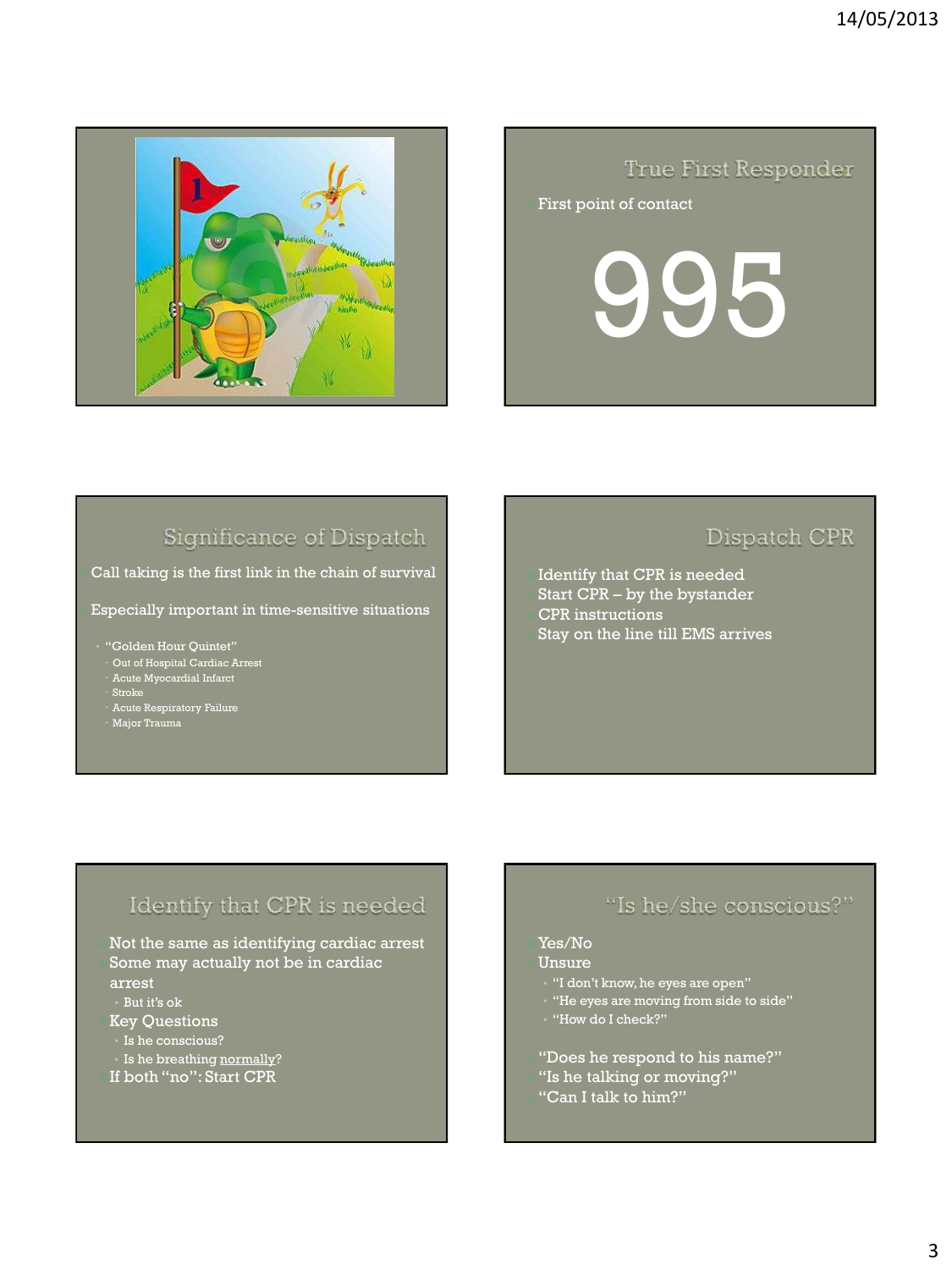## True First Responder

- First point of contact

995

## Significance of Dispatch

- Call taking is the first link in the chain of survival
- Especially important in time-sensitive situations
  - "Golden Hour Quintet"
    - Out of Hospital Cardiac Arrest
    - Acute Myocardial Infarct
    - Stroke
    - Acute Respiratory Failure
    - Major Trauma

## Dispatch CPR

- Identify that CPR is needed
- Start CPR – by the bystander
- CPR instructions
- Stay on the line till EMS arrives

## Identify that CPR is needed

- Not the same as identifying cardiac arrest
- Some may actually not be in cardiac arrest
  - But it's ok
- Key Questions
  - Is he conscious?
  - Is he breathing normally?
- If both "no": Start CPR

## "Is he/she conscious?"

- Yes/No
- Unsure
  - "I don't know, he eyes are open"
  - "He eyes are moving from side to side"
  - "How do I check?"
- "Does he respond to his name?"
- "Is he talking or moving?"
- "Can I talk to him?"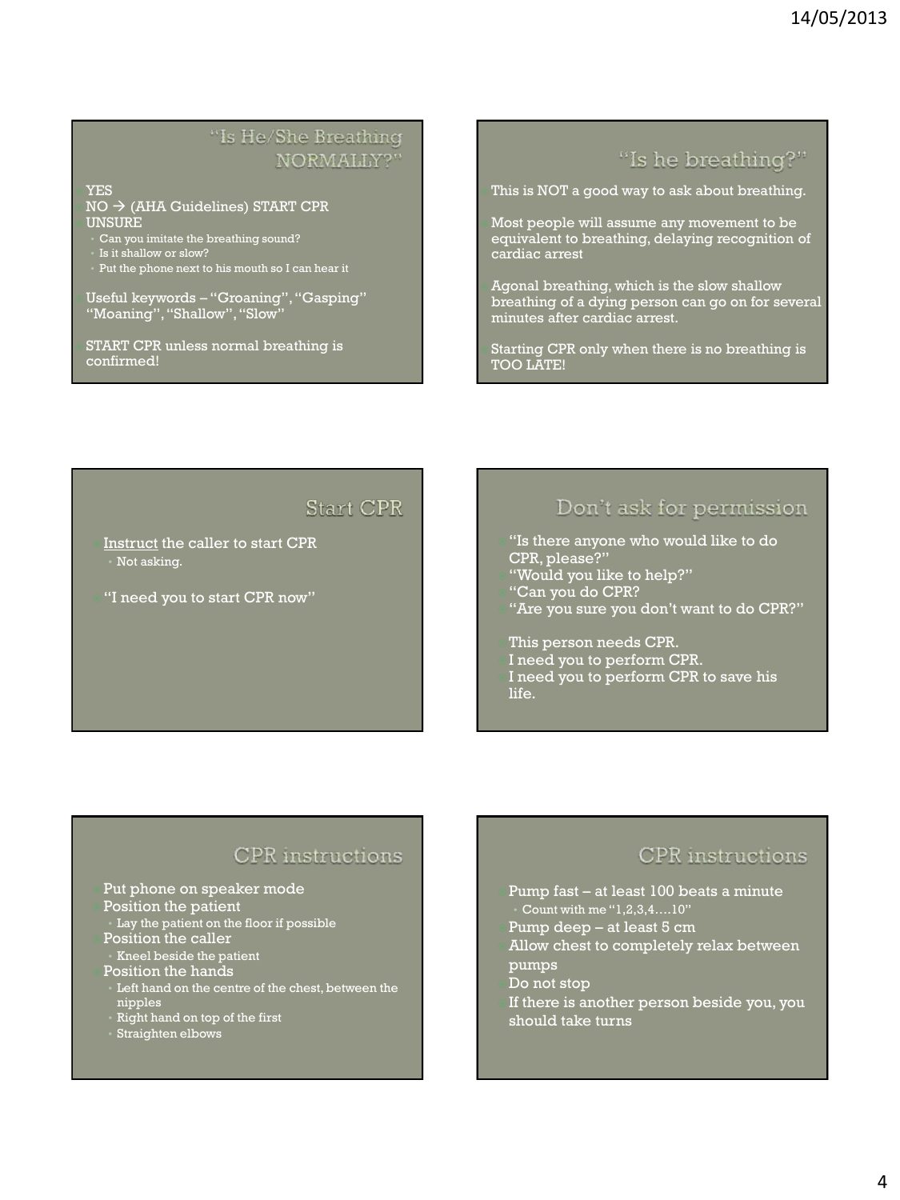## "Is He/She Breathing NORMALLY?"

- YES
- NO → (AHA Guidelines) START CPR
- UNSURE
  - Can you imitate the breathing sound?
  - Is it shallow or slow?
  - Put the phone next to his mouth so I can hear it
- Useful keywords – "Groaning", "Gasping" "Moaning", "Shallow", "Slow"
- START CPR unless normal breathing is confirmed!

## "Is he breathing?"

- This is NOT a good way to ask about breathing.
- Most people will assume any movement to be equivalent to breathing, delaying recognition of cardiac arrest
- Agonal breathing, which is the slow shallow breathing of a dying person can go on for several minutes after cardiac arrest.
- Starting CPR only when there is no breathing is TOO LATE!

## Start CPR

- Instruct the caller to start CPR
  - Not asking.
- "I need you to start CPR now"

## Don't ask for permission

- "Is there anyone who would like to do CPR, please?"
- "Would you like to help?"
- "Can you do CPR?
- "Are you sure you don't want to do CPR?"
- This person needs CPR.
- I need you to perform CPR.
- I need you to perform CPR to save his life.

## CPR instructions

- Put phone on speaker mode
- Position the patient
  - Lay the patient on the floor if possible
- Position the caller
  - Kneel beside the patient
- Position the hands
  - Left hand on the centre of the chest, between the nipples
  - Right hand on top of the first
  - Straighten elbows

## CPR instructions

- Pump fast – at least 100 beats a minute
  - Count with me "1,2,3,4….10"
- Pump deep – at least 5 cm
- Allow chest to completely relax between pumps
- Do not stop
- If there is another person beside you, you should take turns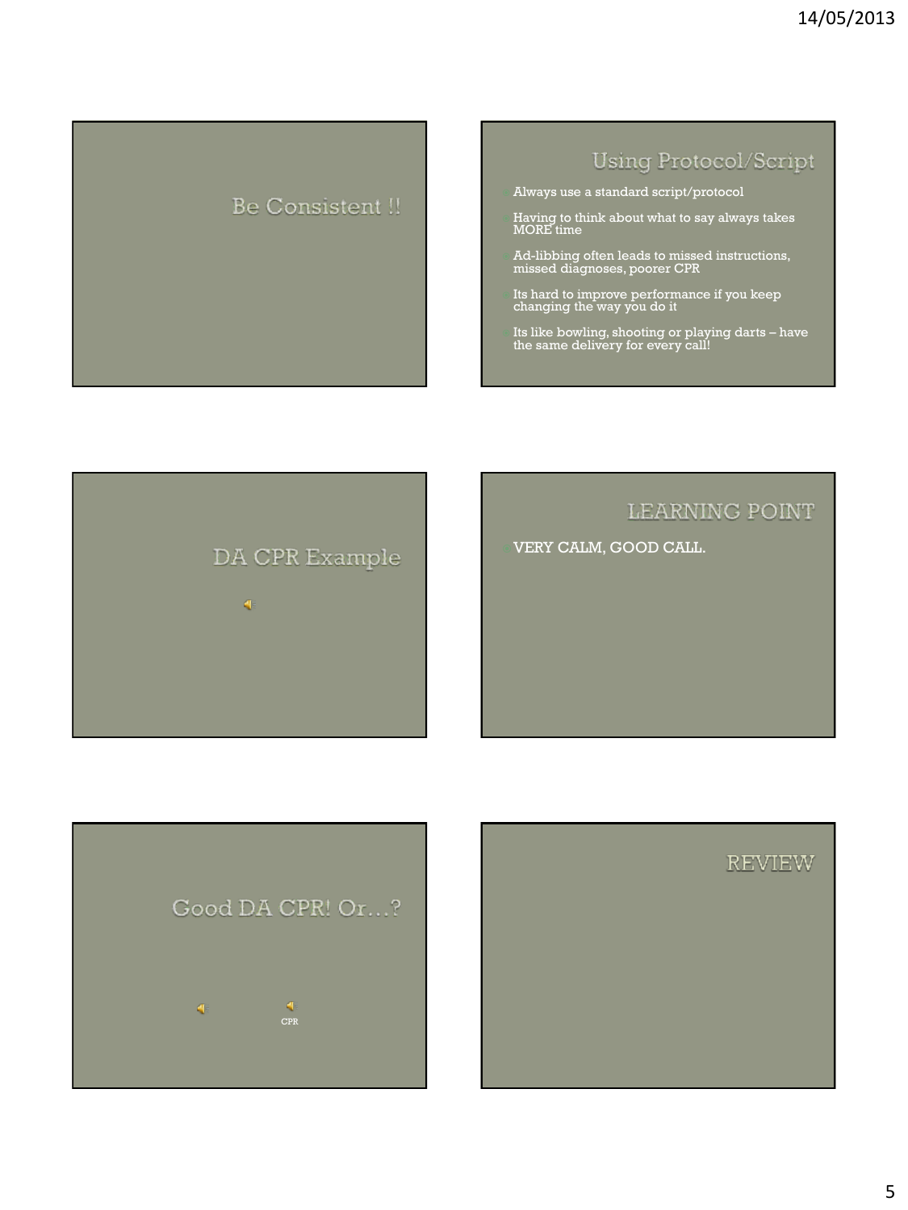## Be Consistent !!

## Using Protocol/Script

- Always use a standard script/protocol
- Having to think about what to say always takes MORE time
- Ad-libbing often leads to missed instructions, missed diagnoses, poorer CPR
- Its hard to improve performance if you keep changing the way you do it
- Its like bowling, shooting or playing darts – have the same delivery for every call!

## DA CPR Example

## LEARNING POINT

- VERY CALM, GOOD CALL.

## Good DA CPR! Or…?

CPR

## REVIEW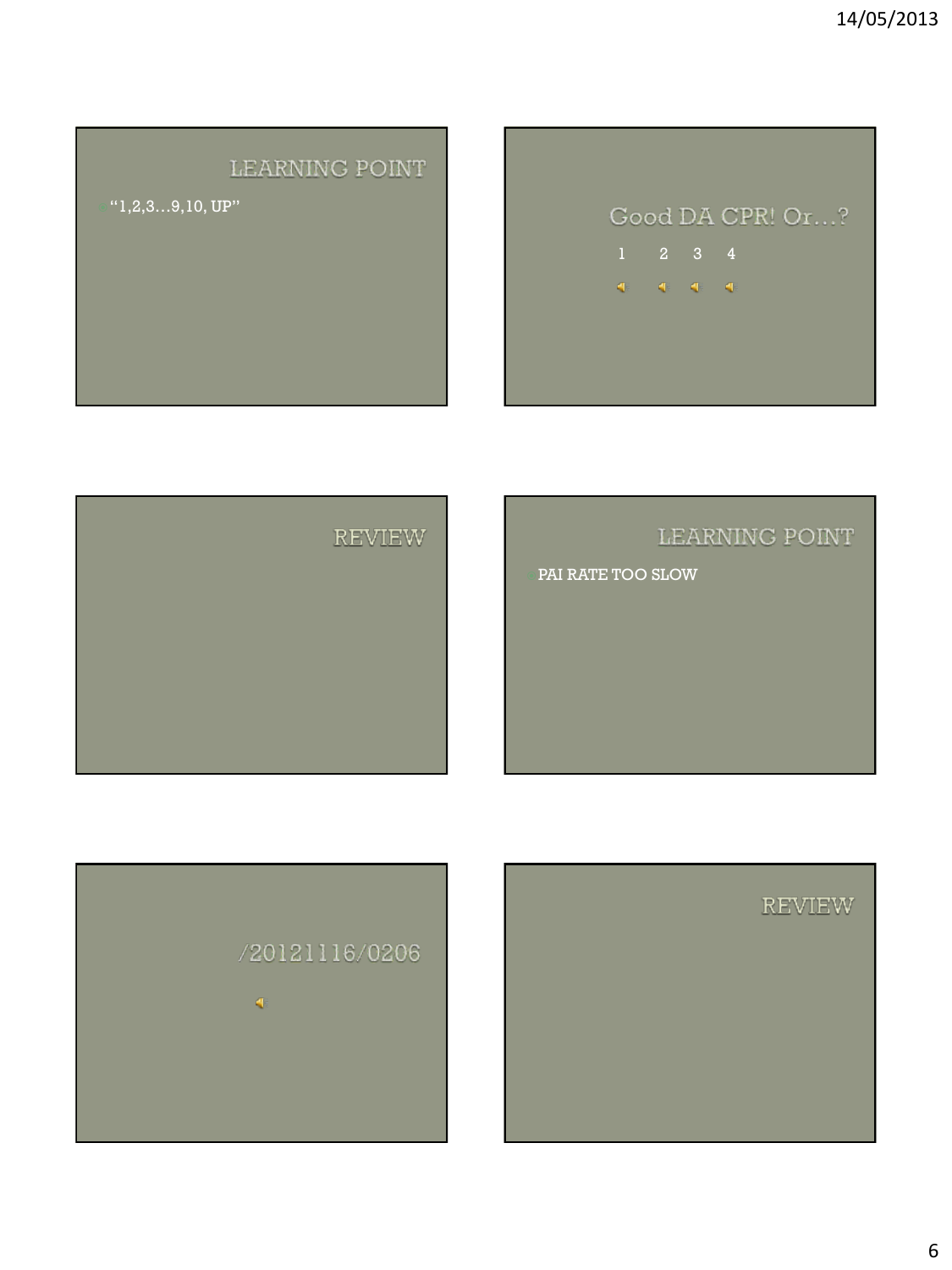## LEARNING POINT

- "1,2,3…9,10, UP"

## Good DA CPR! Or…?

1 2 3 4

## REVIEW

## LEARNING POINT

- PAI RATE TOO SLOW

## /20121116/0206

## REVIEW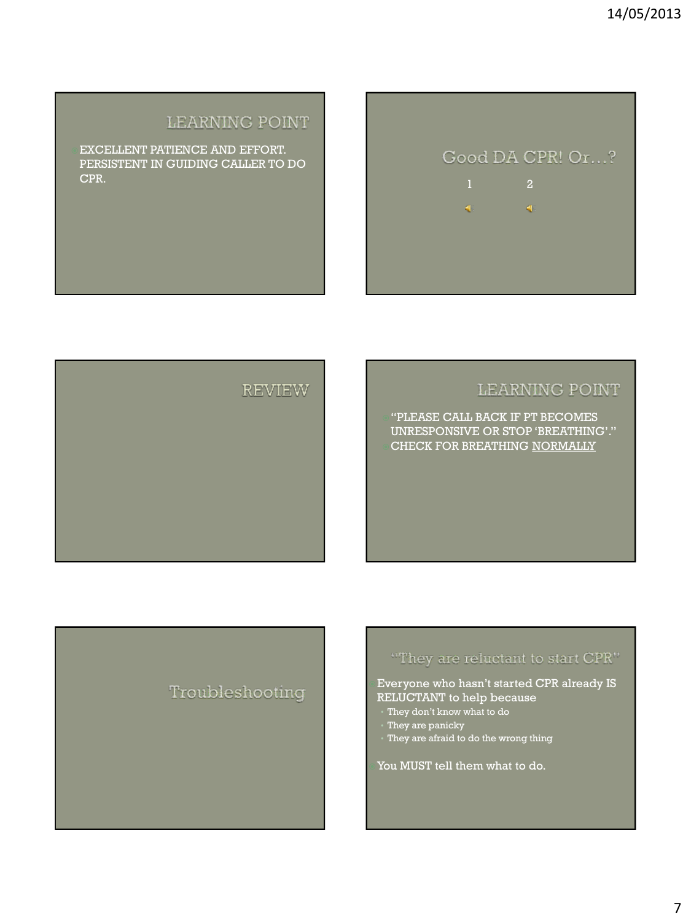## LEARNING POINT

- EXCELLENT PATIENCE AND EFFORT. PERSISTENT IN GUIDING CALLER TO DO CPR.

## Good DA CPR! Or…?

1 2

## REVIEW

## LEARNING POINT

- "PLEASE CALL BACK IF PT BECOMES UNRESPONSIVE OR STOP 'BREATHING'."
- CHECK FOR BREATHING NORMALLY

## Troubleshooting

## "They are reluctant to start CPR"

- Everyone who hasn't started CPR already IS RELUCTANT to help because
  - They don't know what to do
  - They are panicky
  - They are afraid to do the wrong thing
- You MUST tell them what to do.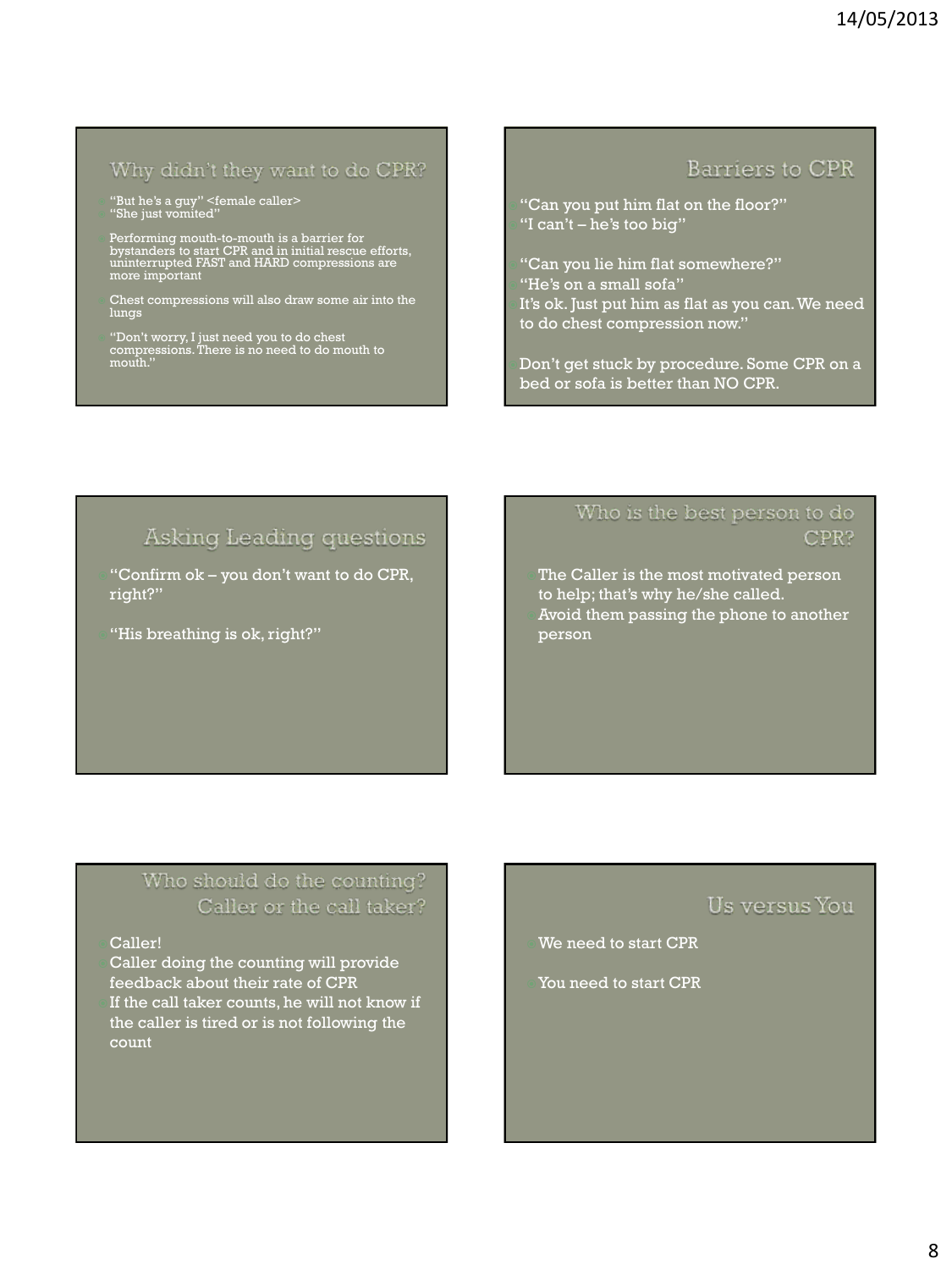## Why didn't they want to do CPR?

- "But he's a guy" <female caller>
- "She just vomited"
- Performing mouth-to-mouth is a barrier for bystanders to start CPR and in initial rescue efforts, uninterrupted FAST and HARD compressions are more important
- Chest compressions will also draw some air into the lungs
- "Don't worry, I just need you to do chest compressions. There is no need to do mouth to mouth."

## Barriers to CPR

- "Can you put him flat on the floor?"
- "I can't – he's too big"
- "Can you lie him flat somewhere?"
- "He's on a small sofa"
- It's ok. Just put him as flat as you can. We need to do chest compression now."
- Don't get stuck by procedure. Some CPR on a bed or sofa is better than NO CPR.

## Asking Leading questions

- "Confirm ok – you don't want to do CPR, right?"
- "His breathing is ok, right?"

## Who is the best person to do CPR?

- The Caller is the most motivated person to help; that's why he/she called.
- Avoid them passing the phone to another person

## Who should do the counting? Caller or the call taker?

- Caller!
- Caller doing the counting will provide feedback about their rate of CPR
- If the call taker counts, he will not know if the caller is tired or is not following the count

## Us versus You

- We need to start CPR
- You need to start CPR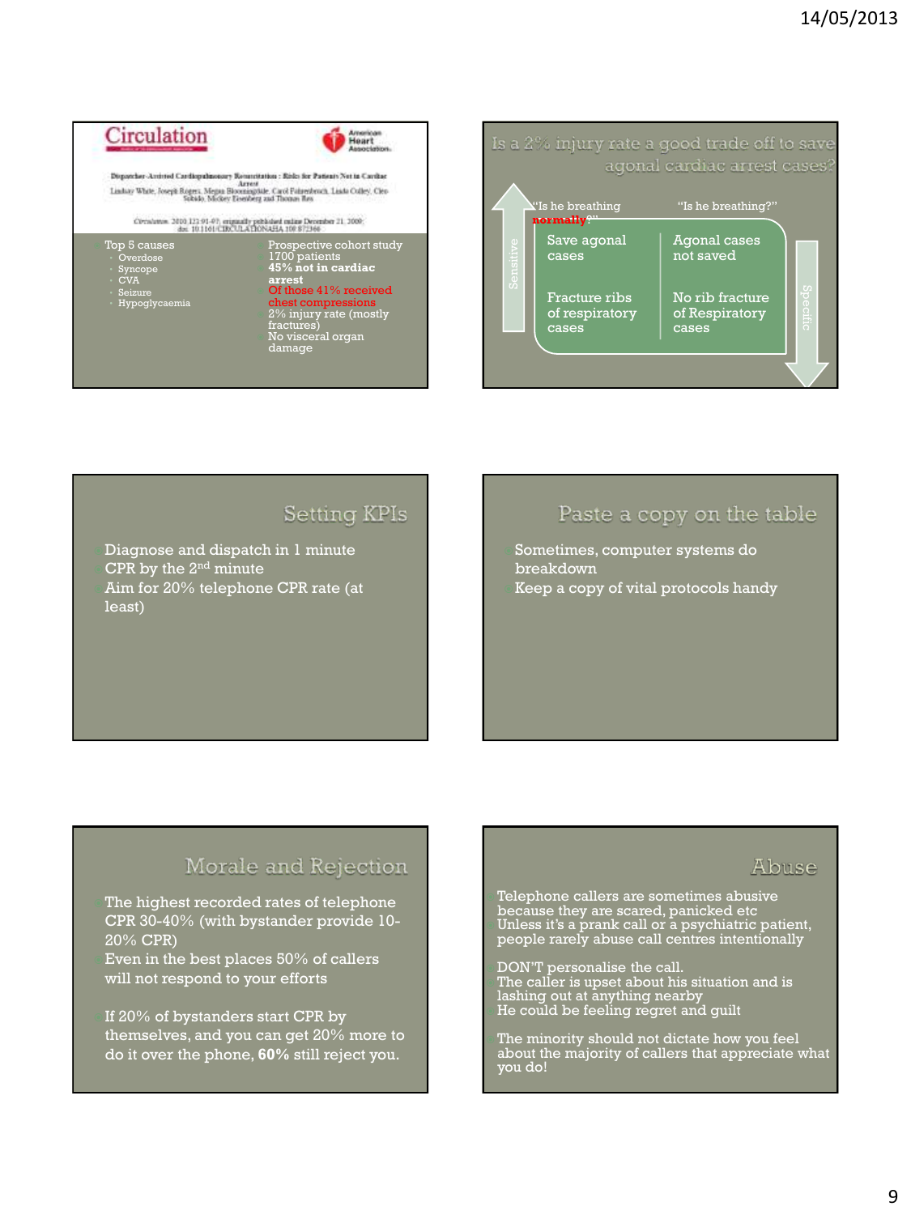**Circulation**

Dispatcher-Assisted Cardiopulmonary Resuscitation : Risks for Patients Not in Cardiac Arrest

Lindsay White, Joseph Rogers, Megan Bloomingdale, Carol Fahrenbruch, Linda Culley, Cleo Subido, Mickey Eisenberg and Thomas Rea

Circulation. 2010;121:91-97; originally published online December 21, 2009; doi: 10.1161/CIRCULATIONAHA.109.872366

- Top 5 causes
  - Overdose
  - Syncope
  - CVA
  - Seizure
  - Hypoglycaemia
- Prospective cohort study
- 1700 patients
- **45% not in cardiac arrest**
- Of those 41% received chest compressions
- 2% injury rate (mostly fractures)
- No visceral organ damage

## Is a 2% injury rate a good trade off to save agonal cardiac arrest cases?

| “Is he breathing **normally**?” | “Is he breathing?” |
|---|---|
| Save agonal cases | Agonal cases not saved |
| Fracture ribs of respiratory cases | No rib fracture of Respiratory cases |

Sensitive ↑ Specific ↓

## Setting KPIs

- Diagnose and dispatch in 1 minute
- CPR by the 2nd minute
- Aim for 20% telephone CPR rate (at least)

## Paste a copy on the table

- Sometimes, computer systems do breakdown
- Keep a copy of vital protocols handy

## Morale and Rejection

- The highest recorded rates of telephone CPR 30-40% (with bystander provide 10-20% CPR)
- Even in the best places 50% of callers will not respond to your efforts

- If 20% of bystanders start CPR by themselves, and you can get 20% more to do it over the phone, **60%** still reject you.

## Abuse

- Telephone callers are sometimes abusive because they are scared, panicked etc
- Unless it’s a prank call or a psychiatric patient, people rarely abuse call centres intentionally

- DON’T personalise the call.
- The caller is upset about his situation and is lashing out at anything nearby
- He could be feeling regret and guilt

- The minority should not dictate how you feel about the majority of callers that appreciate what you do!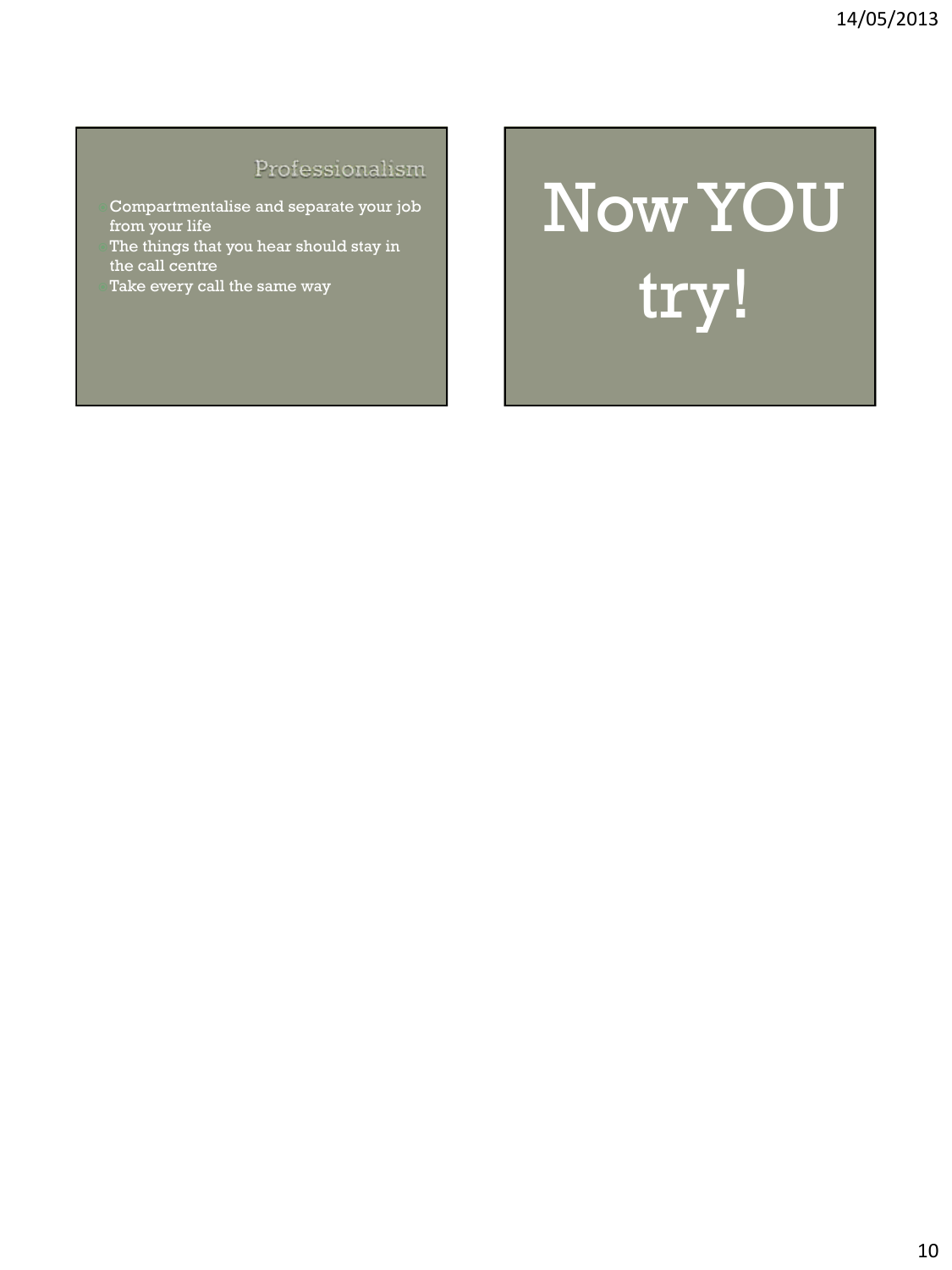## Professionalism

- Compartmentalise and separate your job from your life
- The things that you hear should stay in the call centre
- Take every call the same way

# Now YOU try!